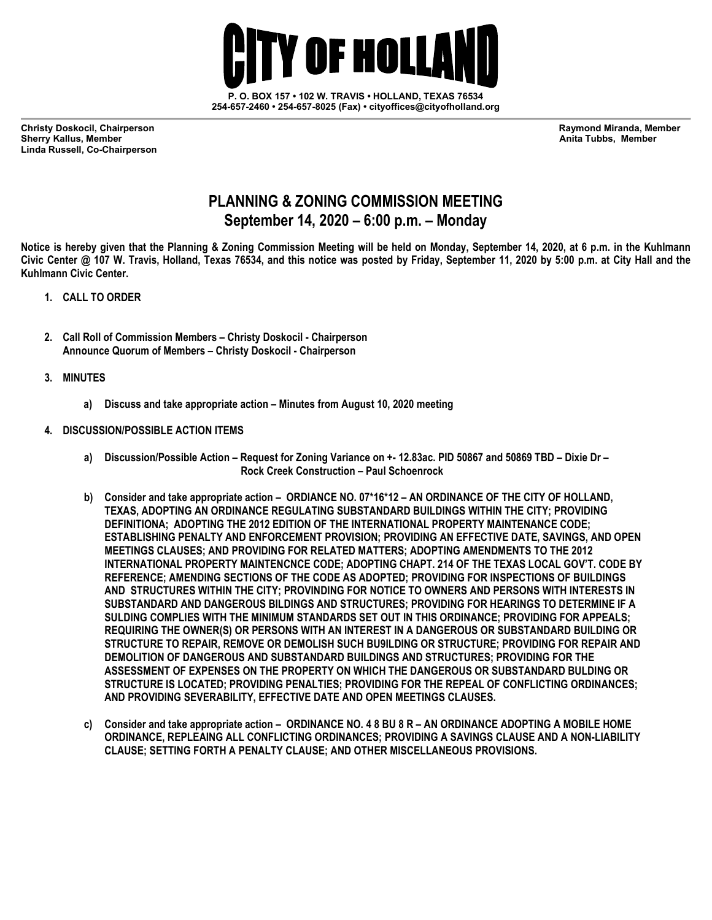# CITY OF HOLLAND

**P. O. BOX 157 • 102 W. TRAVIS • HOLLAND, TEXAS 76534**
**254-657-2460 • 254-657-8025 (Fax) • cityoffices@cityofholland.org**

**Christy Doskocil, Chairperson**
**Sherry Kallus, Member**
**Linda Russell, Co-Chairperson**
**Raymond Miranda, Member**
**Anita Tubbs, Member**

## PLANNING & ZONING COMMISSION MEETING
## September 14, 2020 – 6:00 p.m. – Monday

**Notice is hereby given that the Planning & Zoning Commission Meeting will be held on Monday, September 14, 2020, at 6 p.m. in the Kuhlmann Civic Center @ 107 W. Travis, Holland, Texas 76534, and this notice was posted by Friday, September 11, 2020 by 5:00 p.m. at City Hall and the Kuhlmann Civic Center.**

1. **CALL TO ORDER**

2. **Call Roll of Commission Members – Christy Doskocil - Chairperson**
   **Announce Quorum of Members – Christy Doskocil - Chairperson**

3. **MINUTES**

   a) **Discuss and take appropriate action – Minutes from August 10, 2020 meeting**

4. **DISCUSSION/POSSIBLE ACTION ITEMS**

   a) **Discussion/Possible Action – Request for Zoning Variance on +- 12.83ac. PID 50867 and 50869 TBD – Dixie Dr – Rock Creek Construction – Paul Schoenrock**

   b) **Consider and take appropriate action – ORDINANCE NO. 07*16*12 – AN ORDINANCE OF THE CITY OF HOLLAND, TEXAS, ADOPTING AN ORDINANCE REGULATING SUBSTANDARD BUILDINGS WITHIN THE CITY; PROVIDING DEFINITIONA; ADOPTING THE 2012 EDITION OF THE INTERNATIONAL PROPERTY MAINTENANCE CODE; ESTABLISHING PENALTY AND ENFORCEMENT PROVISION; PROVIDING AN EFFECTIVE DATE, SAVINGS, AND OPEN MEETINGS CLAUSES; AND PROVIDING FOR RELATED MATTERS; ADOPTING AMENDMENTS TO THE 2012 INTERNATIONAL PROPERTY MAINTENCNCE CODE; ADOPTING CHAPT. 214 OF THE TEXAS LOCAL GOV'T. CODE BY REFERENCE; AMENDING SECTIONS OF THE CODE AS ADOPTED; PROVIDING FOR INSPECTIONS OF BUILDINGS AND STRUCTURES WITHIN THE CITY; PROVINDING FOR NOTICE TO OWNERS AND PERSONS WITH INTERESTS IN SUBSTANDARD AND DANGEROUS BILDINGS AND STRUCTURES; PROVIDING FOR HEARINGS TO DETERMINE IF A SULDING COMPLIES WITH THE MINIMUM STANDARDS SET OUT IN THIS ORDINANCE; PROVIDING FOR APPEALS; REQUIRING THE OWNER(S) OR PERSONS WITH AN INTEREST IN A DANGEROUS OR SUBSTANDARD BUILDING OR STRUCTURE TO REPAIR, REMOVE OR DEMOLISH SUCH BU9ILDING OR STRUCTURE; PROVIDING FOR REPAIR AND DEMOLITION OF DANGEROUS AND SUBSTANDARD BUILDINGS AND STRUCTURES; PROVIDING FOR THE ASSESSMENT OF EXPENSES ON THE PROPERTY ON WHICH THE DANGEROUS OR SUBSTANDARD BULDING OR STRUCTURE IS LOCATED; PROVIDING PENALTIES; PROVIDING FOR THE REPEAL OF CONFLICTING ORDINANCES; AND PROVIDING SEVERABILITY, EFFECTIVE DATE AND OPEN MEETINGS CLAUSES.**

   c) **Consider and take appropriate action – ORDINANCE NO. 4 8 BU 8 R – AN ORDINANCE ADOPTING A MOBILE HOME ORDINANCE, REPLEAING ALL CONFLICTING ORDINANCES; PROVIDING A SAVINGS CLAUSE AND A NON-LIABILITY CLAUSE; SETTING FORTH A PENALTY CLAUSE; AND OTHER MISCELLANEOUS PROVISIONS.**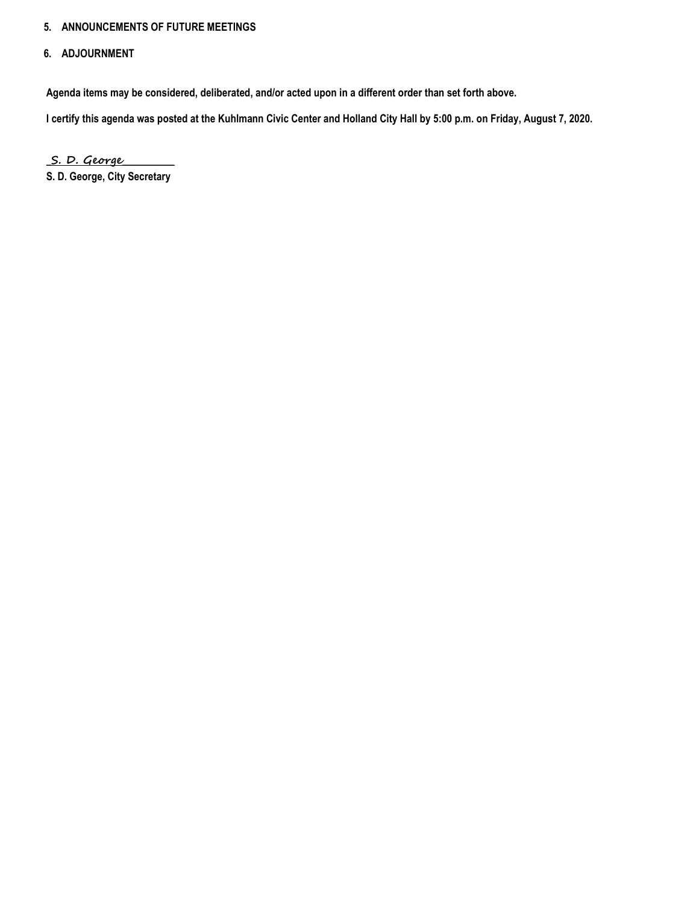**5. ANNOUNCEMENTS OF FUTURE MEETINGS**

**6. ADJOURNMENT**

**Agenda items may be considered, deliberated, and/or acted upon in a different order than set forth above.**

**I certify this agenda was posted at the Kuhlmann Civic Center and Holland City Hall by 5:00 p.m. on Friday, August 7, 2020.**

S. D. George

**S. D. George, City Secretary**